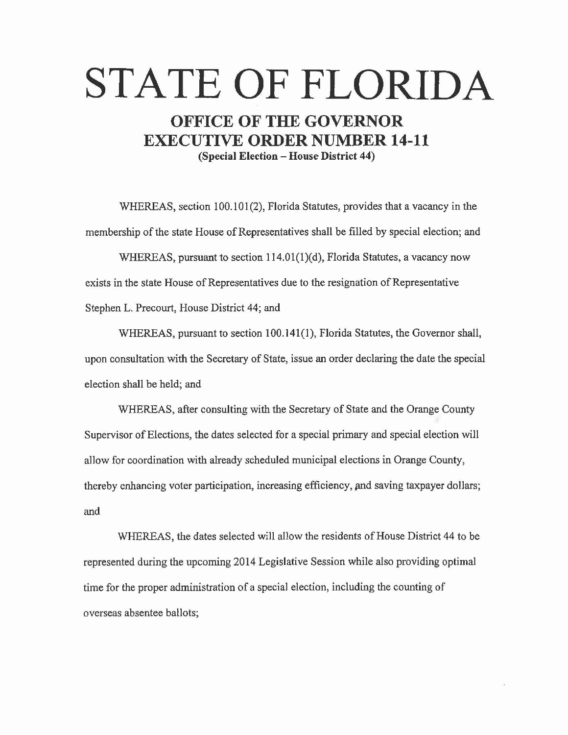# STATE OF FLORIDA

## OFFICE OF THE GOVERNOR
## EXECUTIVE ORDER NUMBER 14-11

**(Special Election – House District 44)**

WHEREAS, section 100.101(2), Florida Statutes, provides that a vacancy in the membership of the state House of Representatives shall be filled by special election; and

WHEREAS, pursuant to section 114.01(1)(d), Florida Statutes, a vacancy now exists in the state House of Representatives due to the resignation of Representative Stephen L. Precourt, House District 44; and

WHEREAS, pursuant to section 100.141(1), Florida Statutes, the Governor shall, upon consultation with the Secretary of State, issue an order declaring the date the special election shall be held; and

WHEREAS, after consulting with the Secretary of State and the Orange County Supervisor of Elections, the dates selected for a special primary and special election will allow for coordination with already scheduled municipal elections in Orange County, thereby enhancing voter participation, increasing efficiency, and saving taxpayer dollars; and

WHEREAS, the dates selected will allow the residents of House District 44 to be represented during the upcoming 2014 Legislative Session while also providing optimal time for the proper administration of a special election, including the counting of overseas absentee ballots;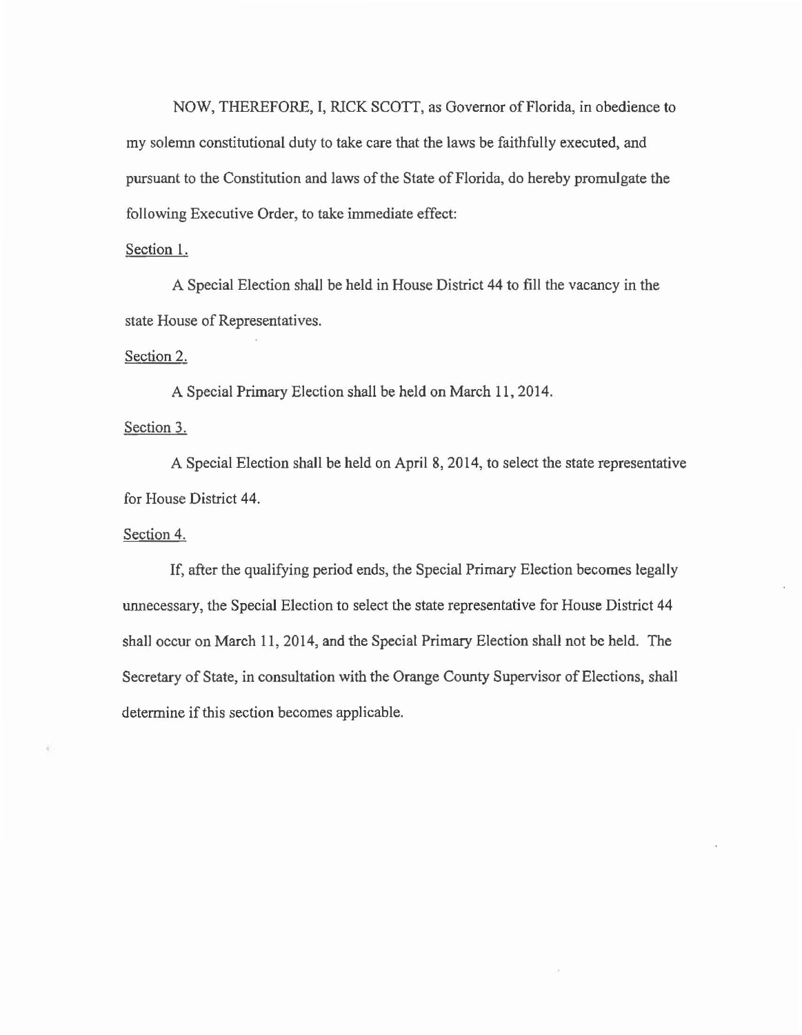NOW, THEREFORE, I, RICK SCOTT, as Governor of Florida, in obedience to my solemn constitutional duty to take care that the laws be faithfully executed, and pursuant to the Constitution and laws of the State of Florida, do hereby promulgate the following Executive Order, to take immediate effect:

<u>Section 1.</u>

A Special Election shall be held in House District 44 to fill the vacancy in the state House of Representatives.

<u>Section 2.</u>

A Special Primary Election shall be held on March 11, 2014.

<u>Section 3.</u>

A Special Election shall be held on April 8, 2014, to select the state representative for House District 44.

<u>Section 4.</u>

If, after the qualifying period ends, the Special Primary Election becomes legally unnecessary, the Special Election to select the state representative for House District 44 shall occur on March 11, 2014, and the Special Primary Election shall not be held. The Secretary of State, in consultation with the Orange County Supervisor of Elections, shall determine if this section becomes applicable.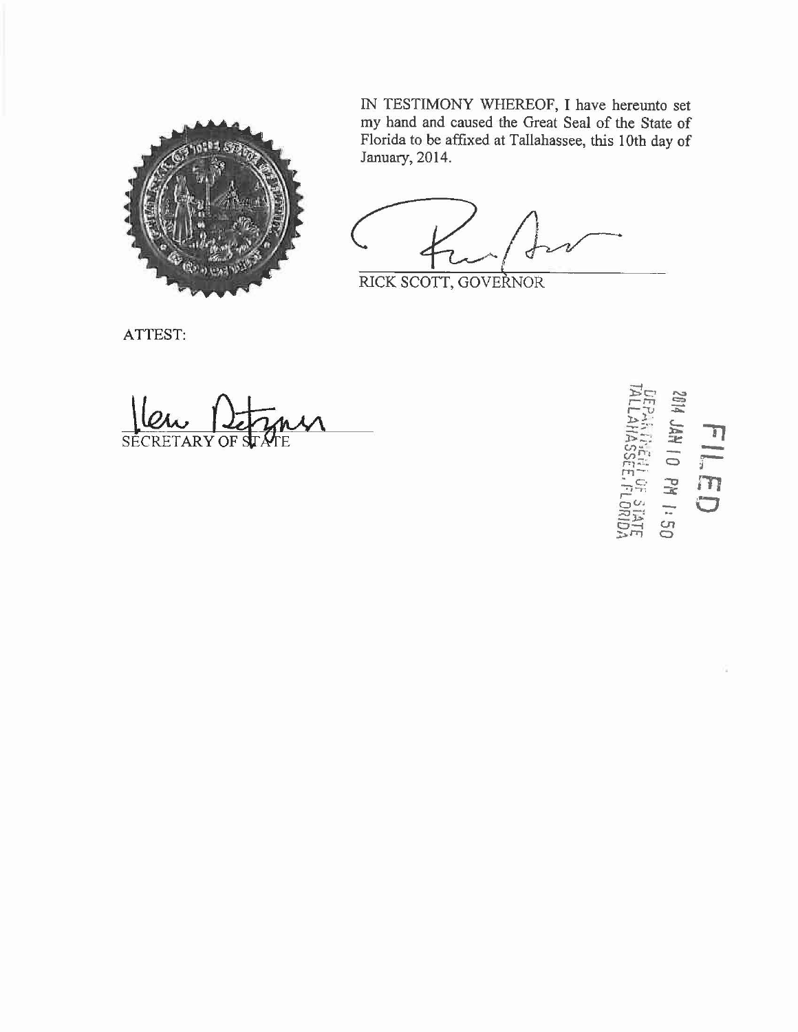IN TESTIMONY WHEREOF, I have hereunto set my hand and caused the Great Seal of the State of Florida to be affixed at Tallahassee, this 10th day of January, 2014.

RICK SCOTT, GOVERNOR

ATTEST:

SECRETARY OF STATE

FILED

2014 JAN 10 PM 1:50

DEPARTMENT OF STATE
TALLAHASSEE, FLORIDA